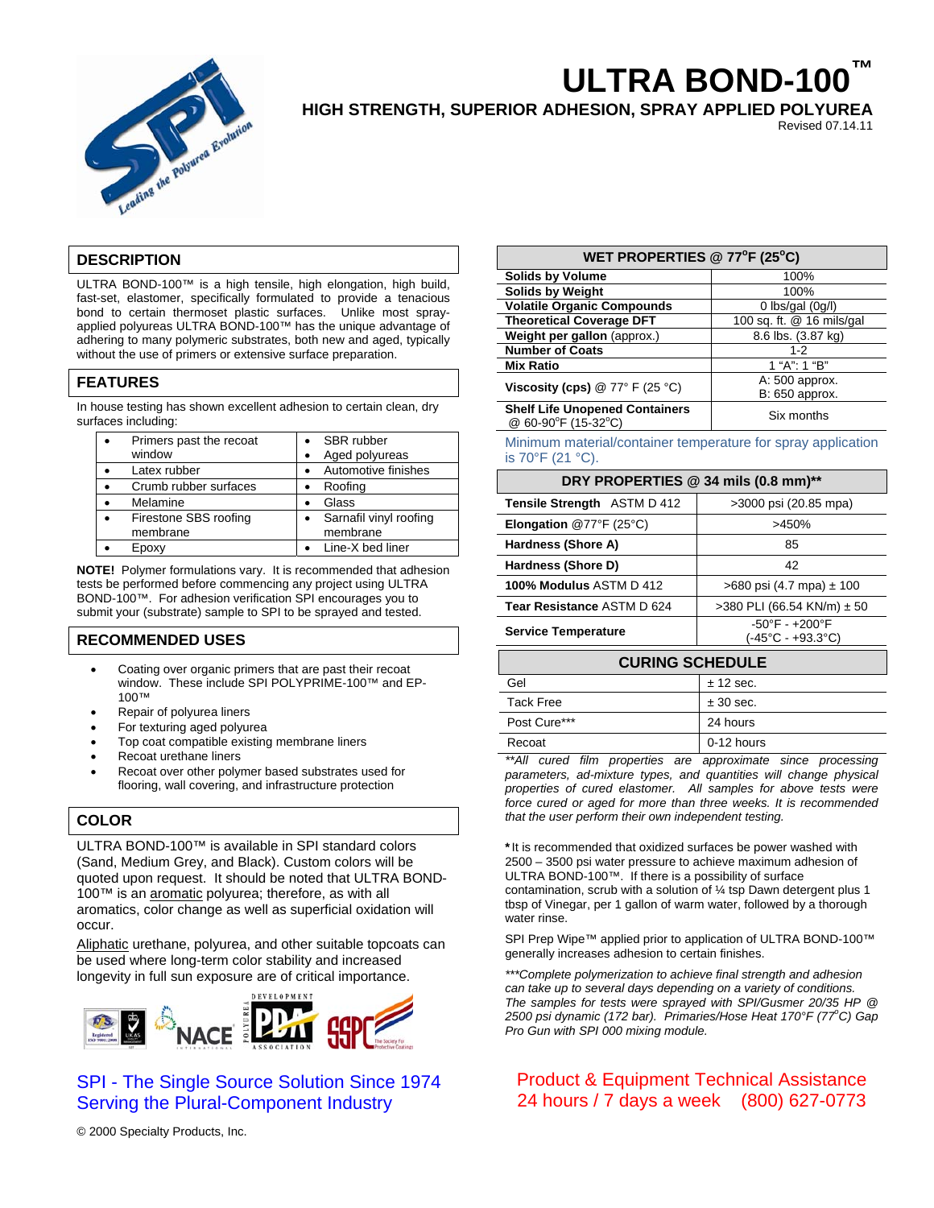# ULTRA BOND-100™

## HIGH STRENGTH, SUPERIOR ADHESION, SPRAY APPLIED POLYUREA

Revised 07.14.11

## DESCRIPTION

ULTRA BOND-100™ is a high tensile, high elongation, high build, fast-set, elastomer, specifically formulated to provide a tenacious bond to certain thermoset plastic surfaces. Unlike most spray-applied polyureas ULTRA BOND-100™ has the unique advantage of adhering to many polymeric substrates, both new and aged, typically without the use of primers or extensive surface preparation.

## FEATURES

In house testing has shown excellent adhesion to certain clean, dry surfaces including:

| | |
|---|---|
| • Primers past the recoat window | • SBR rubber<br>• Aged polyureas |
| • Latex rubber | • Automotive finishes |
| • Crumb rubber surfaces | • Roofing |
| • Melamine | • Glass |
| • Firestone SBS roofing membrane | • Sarnafil vinyl roofing membrane |
| • Epoxy | • Line-X bed liner |

**NOTE!** Polymer formulations vary. It is recommended that adhesion tests be performed before commencing any project using ULTRA BOND-100™. For adhesion verification SPI encourages you to submit your (substrate) sample to SPI to be sprayed and tested.

## RECOMMENDED USES

- Coating over organic primers that are past their recoat window. These include SPI POLYPRIME-100™ and EP-100™
- Repair of polyurea liners
- For texturing aged polyurea
- Top coat compatible existing membrane liners
- Recoat urethane liners
- Recoat over other polymer based substrates used for flooring, wall covering, and infrastructure protection

## COLOR

ULTRA BOND-100™ is available in SPI standard colors (Sand, Medium Grey, and Black). Custom colors will be quoted upon request. It should be noted that ULTRA BOND-100™ is an aromatic polyurea; therefore, as with all aromatics, color change as well as superficial oxidation will occur.

Aliphatic urethane, polyurea, and other suitable topcoats can be used where long-term color stability and increased longevity in full sun exposure are of critical importance.

| WET PROPERTIES @ 77°F (25°C) | |
|---|---|
| **Solids by Volume** | 100% |
| **Solids by Weight** | 100% |
| **Volatile Organic Compounds** | 0 lbs/gal (0g/l) |
| **Theoretical Coverage DFT** | 100 sq. ft. @ 16 mils/gal |
| **Weight per gallon** (approx.) | 8.6 lbs. (3.87 kg) |
| **Number of Coats** | 1-2 |
| **Mix Ratio** | 1 "A": 1 "B" |
| **Viscosity (cps)** @ 77° F (25 °C) | A: 500 approx.<br>B: 650 approx. |
| **Shelf Life Unopened Containers** @ 60-90°F (15-32°C) | Six months |

Minimum material/container temperature for spray application is 70°F (21 °C).

| DRY PROPERTIES @ 34 mils (0.8 mm)** | |
|---|---|
| **Tensile Strength** ASTM D 412 | >3000 psi (20.85 mpa) |
| **Elongation** @77°F (25°C) | >450% |
| **Hardness (Shore A)** | 85 |
| **Hardness (Shore D)** | 42 |
| **100% Modulus** ASTM D 412 | >680 psi (4.7 mpa) ± 100 |
| **Tear Resistance** ASTM D 624 | >380 PLI (66.54 KN/m) ± 50 |
| **Service Temperature** | -50°F - +200°F<br>(-45°C - +93.3°C) |

| CURING SCHEDULE | |
|---|---|
| Gel | ± 12 sec. |
| Tack Free | ± 30 sec. |
| Post Cure*** | 24 hours |
| Recoat | 0-12 hours |

*\*\*All cured film properties are approximate since processing parameters, ad-mixture types, and quantities will change physical properties of cured elastomer. All samples for above tests were force cured or aged for more than three weeks. It is recommended that the user perform their own independent testing.*

**\***It is recommended that oxidized surfaces be power washed with 2500 – 3500 psi water pressure to achieve maximum adhesion of ULTRA BOND-100™. If there is a possibility of surface contamination, scrub with a solution of ¼ tsp Dawn detergent plus 1 tbsp of Vinegar, per 1 gallon of warm water, followed by a thorough water rinse.

SPI Prep Wipe™ applied prior to application of ULTRA BOND-100™ generally increases adhesion to certain finishes.

*\*\*\*Complete polymerization to achieve final strength and adhesion can take up to several days depending on a variety of conditions. The samples for tests were sprayed with SPI/Gusmer 20/35 HP @ 2500 psi dynamic (172 bar). Primaries/Hose Heat 170°F (77°C) Gap Pro Gun with SPI 000 mixing module.*

SPI - The Single Source Solution Since 1974
Serving the Plural-Component Industry

Product & Equipment Technical Assistance
24 hours / 7 days a week (800) 627-0773

© 2000 Specialty Products, Inc.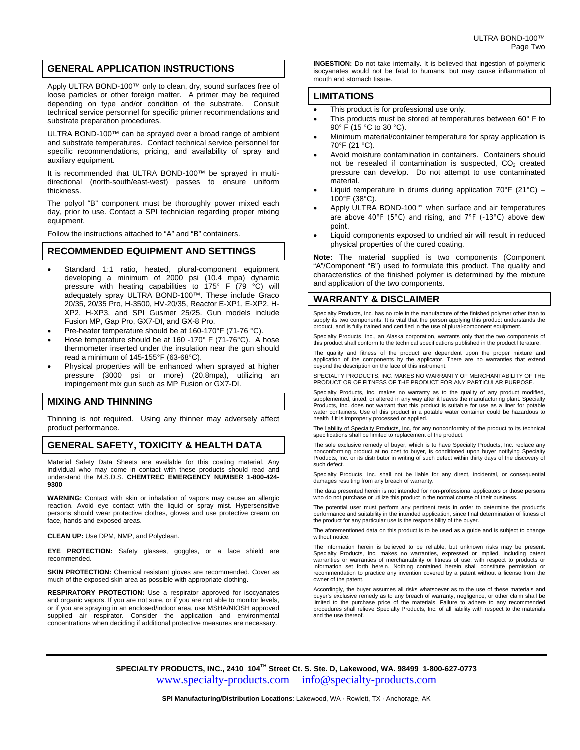## GENERAL APPLICATION INSTRUCTIONS

Apply ULTRA BOND-100™ only to clean, dry, sound surfaces free of loose particles or other foreign matter. A primer may be required depending on type and/or condition of the substrate. Consult technical service personnel for specific primer recommendations and substrate preparation procedures.

ULTRA BOND-100™ can be sprayed over a broad range of ambient and substrate temperatures. Contact technical service personnel for specific recommendations, pricing, and availability of spray and auxiliary equipment.

It is recommended that ULTRA BOND-100™ be sprayed in multi-directional (north-south/east-west) passes to ensure uniform thickness.

The polyol "B" component must be thoroughly power mixed each day, prior to use. Contact a SPI technician regarding proper mixing equipment.

Follow the instructions attached to "A" and "B" containers.

## RECOMMENDED EQUIPMENT AND SETTINGS

- Standard 1:1 ratio, heated, plural-component equipment developing a minimum of 2000 psi (10.4 mpa) dynamic pressure with heating capabilities to 175° F (79 °C) will adequately spray ULTRA BOND-100™. These include Graco 20/35, 20/35 Pro, H-3500, HV-20/35, Reactor E-XP1, E-XP2, H-XP2, H-XP3, and SPI Gusmer 25/25. Gun models include Fusion MP, Gap Pro, GX7-DI, and GX-8 Pro.
- Pre-heater temperature should be at 160-170°F (71-76 °C).
- Hose temperature should be at 160 -170° F (71-76°C). A hose thermometer inserted under the insulation near the gun should read a minimum of 145-155°F (63-68°C).
- Physical properties will be enhanced when sprayed at higher pressure (3000 psi or more) (20.8mpa), utilizing an impingement mix gun such as MP Fusion or GX7-DI.

## MIXING AND THINNING

Thinning is not required. Using any thinner may adversely affect product performance.

## GENERAL SAFETY, TOXICITY & HEALTH DATA

Material Safety Data Sheets are available for this coating material. Any individual who may come in contact with these products should read and understand the M.S.D.S. **CHEMTREC EMERGENCY NUMBER 1-800-424-9300**

**WARNING:** Contact with skin or inhalation of vapors may cause an allergic reaction. Avoid eye contact with the liquid or spray mist. Hypersensitive persons should wear protective clothes, gloves and use protective cream on face, hands and exposed areas.

**CLEAN UP:** Use DPM, NMP, and Polyclean.

**EYE PROTECTION:** Safety glasses, goggles, or a face shield are recommended.

**SKIN PROTECTION:** Chemical resistant gloves are recommended. Cover as much of the exposed skin area as possible with appropriate clothing.

**RESPIRATORY PROTECTION:** Use a respirator approved for isocyanates and organic vapors. If you are not sure, or if you are not able to monitor levels, or if you are spraying in an enclosed/indoor area, use MSHA/NIOSH approved supplied air respirator. Consider the application and environmental concentrations when deciding if additional protective measures are necessary.

**INGESTION:** Do not take internally. It is believed that ingestion of polymeric isocyanates would not be fatal to humans, but may cause inflammation of mouth and stomach tissue.

## LIMITATIONS

- This product is for professional use only.
- This products must be stored at temperatures between 60° F to 90° F (15 °C to 30 °C).
- Minimum material/container temperature for spray application is 70°F (21 °C).
- Avoid moisture contamination in containers. Containers should not be resealed if contamination is suspected, $CO_2$ created pressure can develop. Do not attempt to use contaminated material.
- Liquid temperature in drums during application 70°F (21°C) – 100°F (38°C).
- Apply ULTRA BOND-100™ when surface and air temperatures are above 40°F (5°C) and rising, and 7°F (-13°C) above dew point.
- Liquid components exposed to undried air will result in reduced physical properties of the cured coating.

**Note:** The material supplied is two components (Component "A"/Component "B") used to formulate this product. The quality and characteristics of the finished polymer is determined by the mixture and application of the two components.

## WARRANTY & DISCLAIMER

Specialty Products, Inc. has no role in the manufacture of the finished polymer other than to supply its two components. It is vital that the person applying this product understands the product, and is fully trained and certified in the use of plural-component equipment.

Specialty Products, Inc., an Alaska corporation, warrants only that the two components of this product shall conform to the technical specifications published in the product literature.

The quality and fitness of the product are dependent upon the proper mixture and application of the components by the applicator. There are no warranties that extend beyond the description on the face of this instrument.

SPECIALTY PRODUCTS, INC. MAKES NO WARRANTY OF MERCHANTABILITY OF THE PRODUCT OR OF FITNESS OF THE PRODUCT FOR ANY PARTICULAR PURPOSE.

Specialty Products, Inc. makes no warranty as to the quality of any product modified, supplemented, tinted, or altered in any way after it leaves the manufacturing plant. Specialty Products, Inc. does not warrant that this product is suitable for use as a liner for potable water containers. Use of this product in a potable water container could be hazardous to health if it is improperly processed or applied.

The liability of Specialty Products, Inc. for any nonconformity of the product to its technical specifications shall be limited to replacement of the product.

The sole exclusive remedy of buyer, which is to have Specialty Products, Inc. replace any nonconforming product at no cost to buyer, is conditioned upon buyer notifying Specialty Products, Inc. or its distributor in writing of such defect within thirty days of the discovery of such defect.

Specialty Products, Inc. shall not be liable for any direct, incidental, or consequential damages resulting from any breach of warranty.

The data presented herein is not intended for non-professional applicators or those persons who do not purchase or utilize this product in the normal course of their business.

The potential user must perform any pertinent tests in order to determine the product's performance and suitability in the intended application, since final determination of fitness of the product for any particular use is the responsibility of the buyer.

The aforementioned data on this product is to be used as a guide and is subject to change without notice.

The information herein is believed to be reliable, but unknown risks may be present. Specialty Products, Inc. makes no warranties, expressed or implied, including patent warranties or warranties of merchantability or fitness of use, with respect to products or information set forth herein. Nothing contained herein shall constitute permission or recommendation to practice any invention covered by a patent without a license from the owner of the patent.

Accordingly, the buyer assumes all risks whatsoever as to the use of these materials and buyer's exclusive remedy as to any breach of warranty, negligence, or other claim shall be limited to the purchase price of the materials. Failure to adhere to any recommended procedures shall relieve Specialty Products, Inc. of all liability with respect to the materials and the use thereof.

**SPECIALTY PRODUCTS, INC., 2410 104TH Street Ct. S. Ste. D, Lakewood, WA. 98499 1-800-627-0773**

www.specialty-products.com info@specialty-products.com

**SPI Manufacturing/Distribution Locations**: Lakewood, WA · Rowlett, TX · Anchorage, AK